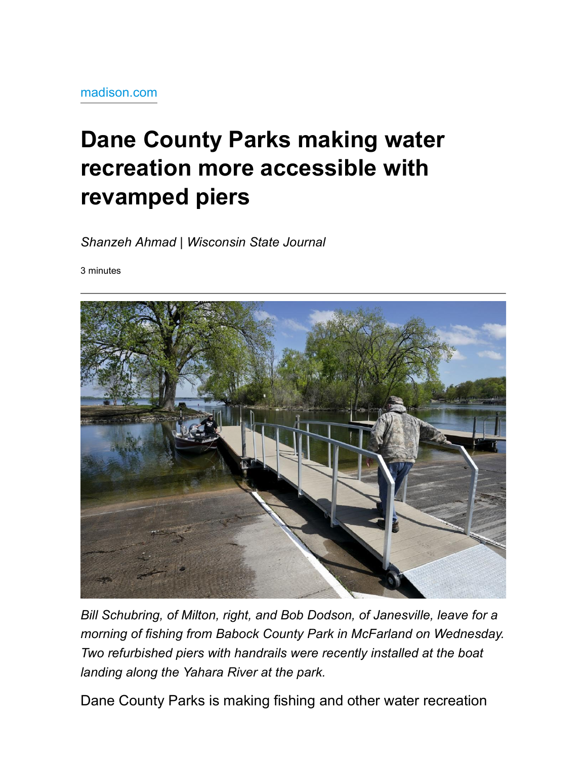madison.com

# Dane County Parks making water recreation more accessible with revamped piers

*Shanzeh Ahmad | Wisconsin State Journal*

3 minutes

---

*Bill Schubring, of Milton, right, and Bob Dodson, of Janesville, leave for a morning of fishing from Babock County Park in McFarland on Wednesday. Two refurbished piers with handrails were recently installed at the boat landing along the Yahara River at the park.*

Dane County Parks is making fishing and other water recreation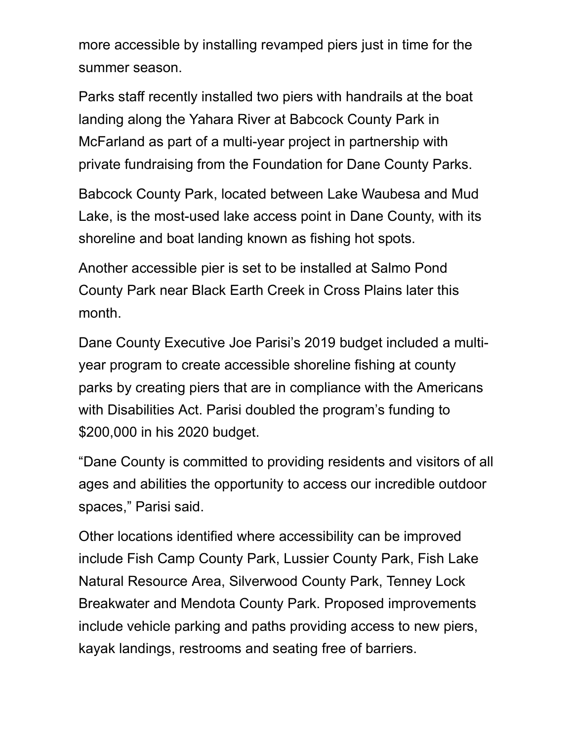more accessible by installing revamped piers just in time for the summer season.

Parks staff recently installed two piers with handrails at the boat landing along the Yahara River at Babcock County Park in McFarland as part of a multi-year project in partnership with private fundraising from the Foundation for Dane County Parks.

Babcock County Park, located between Lake Waubesa and Mud Lake, is the most-used lake access point in Dane County, with its shoreline and boat landing known as fishing hot spots.

Another accessible pier is set to be installed at Salmo Pond County Park near Black Earth Creek in Cross Plains later this month.

Dane County Executive Joe Parisi's 2019 budget included a multi-year program to create accessible shoreline fishing at county parks by creating piers that are in compliance with the Americans with Disabilities Act. Parisi doubled the program's funding to $200,000 in his 2020 budget.

"Dane County is committed to providing residents and visitors of all ages and abilities the opportunity to access our incredible outdoor spaces," Parisi said.

Other locations identified where accessibility can be improved include Fish Camp County Park, Lussier County Park, Fish Lake Natural Resource Area, Silverwood County Park, Tenney Lock Breakwater and Mendota County Park. Proposed improvements include vehicle parking and paths providing access to new piers, kayak landings, restrooms and seating free of barriers.